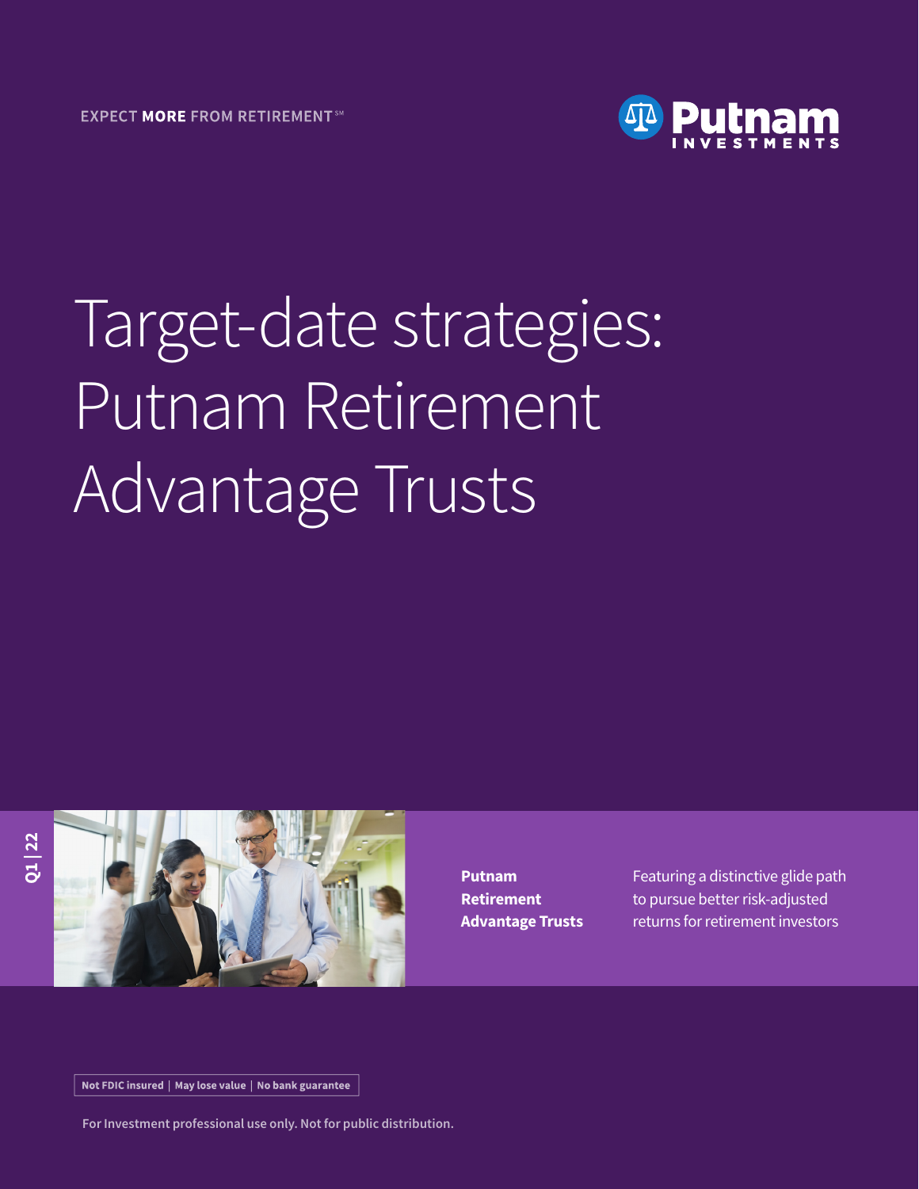EXPECT **MORE** FROM RETIREMENT℠

Putnam INVESTMENTS

# Target-date strategies: Putnam Retirement Advantage Trusts

Q1 | 22

**Putnam Retirement Advantage Trusts**

Featuring a distinctive glide path to pursue better risk-adjusted returns for retirement investors

Not FDIC insured | May lose value | No bank guarantee

For Investment professional use only. Not for public distribution.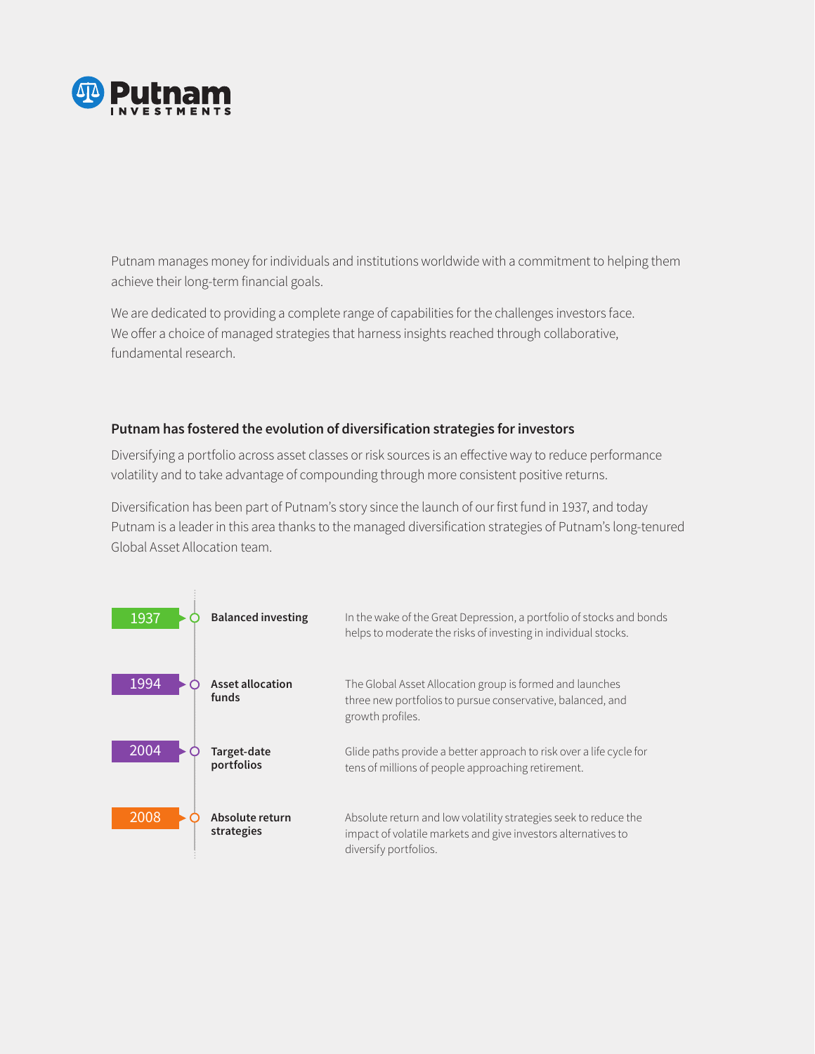Putnam manages money for individuals and institutions worldwide with a commitment to helping them achieve their long-term financial goals.

We are dedicated to providing a complete range of capabilities for the challenges investors face. We offer a choice of managed strategies that harness insights reached through collaborative, fundamental research.

## Putnam has fostered the evolution of diversification strategies for investors

Diversifying a portfolio across asset classes or risk sources is an effective way to reduce performance volatility and to take advantage of compounding through more consistent positive returns.

Diversification has been part of Putnam's story since the launch of our first fund in 1937, and today Putnam is a leader in this area thanks to the managed diversification strategies of Putnam's long-tenured Global Asset Allocation team.

**1937 — Balanced investing**
In the wake of the Great Depression, a portfolio of stocks and bonds helps to moderate the risks of investing in individual stocks.

**1994 — Asset allocation funds**
The Global Asset Allocation group is formed and launches three new portfolios to pursue conservative, balanced, and growth profiles.

**2004 — Target-date portfolios**
Glide paths provide a better approach to risk over a life cycle for tens of millions of people approaching retirement.

**2008 — Absolute return strategies**
Absolute return and low volatility strategies seek to reduce the impact of volatile markets and give investors alternatives to diversify portfolios.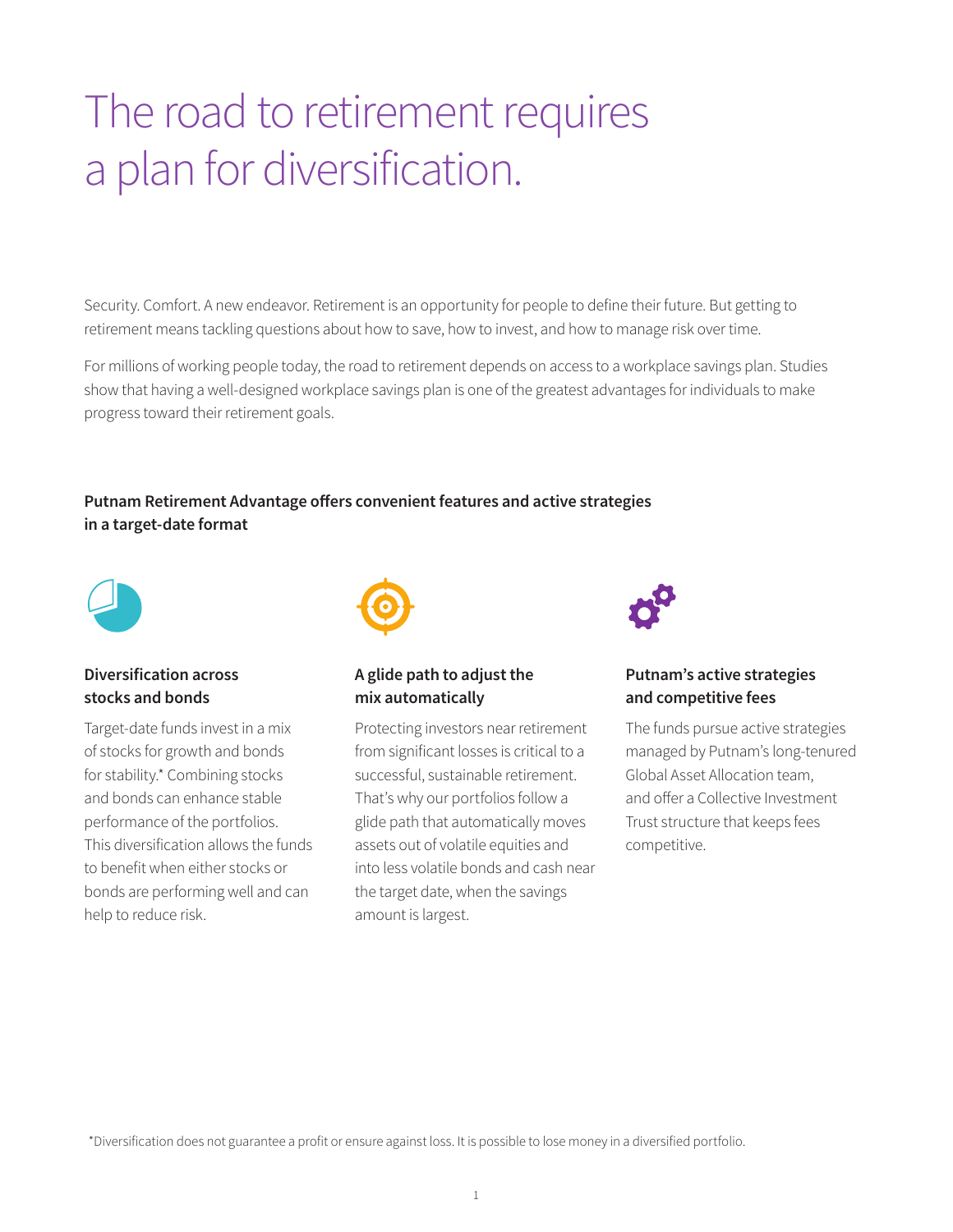# The road to retirement requires a plan for diversification.

Security. Comfort. A new endeavor. Retirement is an opportunity for people to define their future. But getting to retirement means tackling questions about how to save, how to invest, and how to manage risk over time.

For millions of working people today, the road to retirement depends on access to a workplace savings plan. Studies show that having a well-designed workplace savings plan is one of the greatest advantages for individuals to make progress toward their retirement goals.

**Putnam Retirement Advantage offers convenient features and active strategies in a target-date format**

### Diversification across stocks and bonds

Target-date funds invest in a mix of stocks for growth and bonds for stability.* Combining stocks and bonds can enhance stable performance of the portfolios. This diversification allows the funds to benefit when either stocks or bonds are performing well and can help to reduce risk.

### A glide path to adjust the mix automatically

Protecting investors near retirement from significant losses is critical to a successful, sustainable retirement. That's why our portfolios follow a glide path that automatically moves assets out of volatile equities and into less volatile bonds and cash near the target date, when the savings amount is largest.

### Putnam's active strategies and competitive fees

The funds pursue active strategies managed by Putnam's long-tenured Global Asset Allocation team, and offer a Collective Investment Trust structure that keeps fees competitive.

*Diversification does not guarantee a profit or ensure against loss. It is possible to lose money in a diversified portfolio.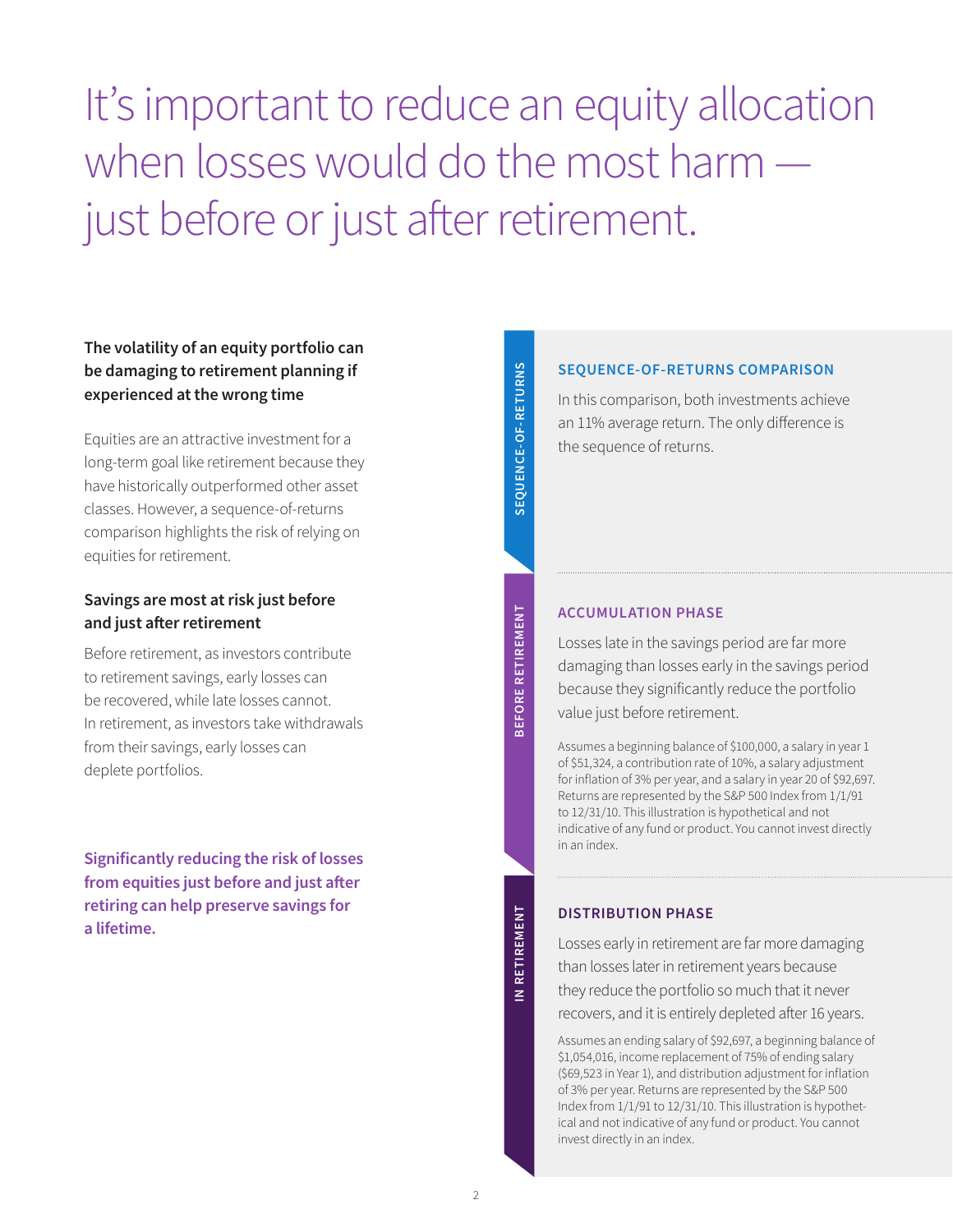# It's important to reduce an equity allocation when losses would do the most harm — just before or just after retirement.

**The volatility of an equity portfolio can be damaging to retirement planning if experienced at the wrong time**

Equities are an attractive investment for a long-term goal like retirement because they have historically outperformed other asset classes. However, a sequence-of-returns comparison highlights the risk of relying on equities for retirement.

**Savings are most at risk just before and just after retirement**

Before retirement, as investors contribute to retirement savings, early losses can be recovered, while late losses cannot. In retirement, as investors take withdrawals from their savings, early losses can deplete portfolios.

**Significantly reducing the risk of losses from equities just before and just after retiring can help preserve savings for a lifetime.**

## SEQUENCE-OF-RETURNS

### SEQUENCE-OF-RETURNS COMPARISON

In this comparison, both investments achieve an 11% average return. The only difference is the sequence of returns.

## BEFORE RETIREMENT

### ACCUMULATION PHASE

Losses late in the savings period are far more damaging than losses early in the savings period because they significantly reduce the portfolio value just before retirement.

Assumes a beginning balance of $100,000, a salary in year 1 of $51,324, a contribution rate of 10%, a salary adjustment for inflation of 3% per year, and a salary in year 20 of $92,697. Returns are represented by the S&P 500 Index from 1/1/91 to 12/31/10. This illustration is hypothetical and not indicative of any fund or product. You cannot invest directly in an index.

## IN RETIREMENT

### DISTRIBUTION PHASE

Losses early in retirement are far more damaging than losses later in retirement years because they reduce the portfolio so much that it never recovers, and it is entirely depleted after 16 years.

Assumes an ending salary of $92,697, a beginning balance of $1,054,016, income replacement of 75% of ending salary ($69,523 in Year 1), and distribution adjustment for inflation of 3% per year. Returns are represented by the S&P 500 Index from 1/1/91 to 12/31/10. This illustration is hypothetical and not indicative of any fund or product. You cannot invest directly in an index.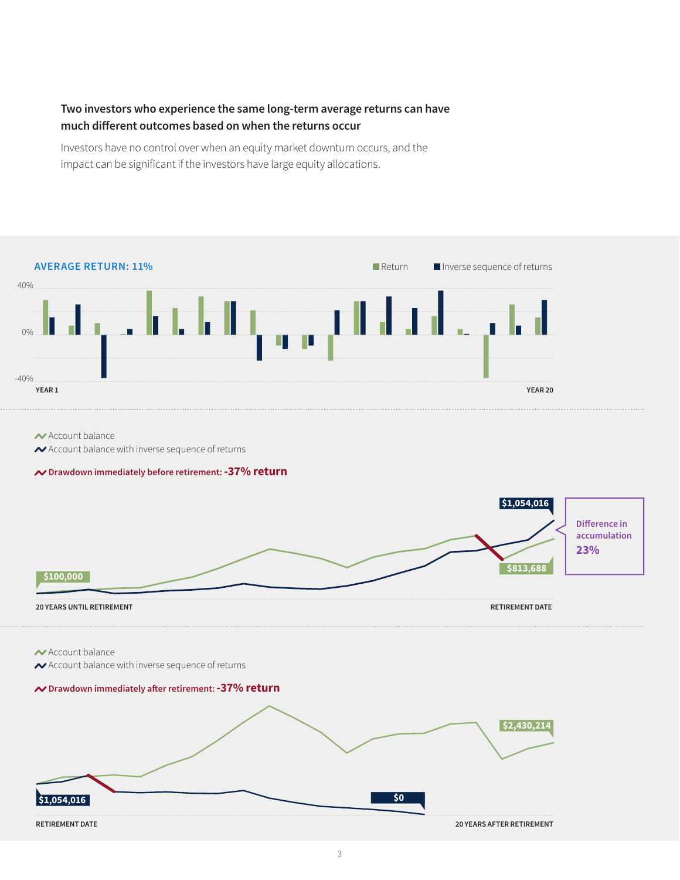**Two investors who experience the same long-term average returns can have much different outcomes based on when the returns occur**

Investors have no control over when an equity market downturn occurs, and the impact can be significant if the investors have large equity allocations.

**AVERAGE RETURN: 11%**

Return | Inverse sequence of returns

40%
0%
-40%

YEAR 1 — YEAR 20

Account balance
Account balance with inverse sequence of returns

**Drawdown immediately before retirement: -37% return**

$1,054,016

$100,000

$813,688

Difference in accumulation **23%**

20 YEARS UNTIL RETIREMENT — RETIREMENT DATE

Account balance
Account balance with inverse sequence of returns

**Drawdown immediately after retirement: -37% return**

$2,430,214

$1,054,016

$0

RETIREMENT DATE — 20 YEARS AFTER RETIREMENT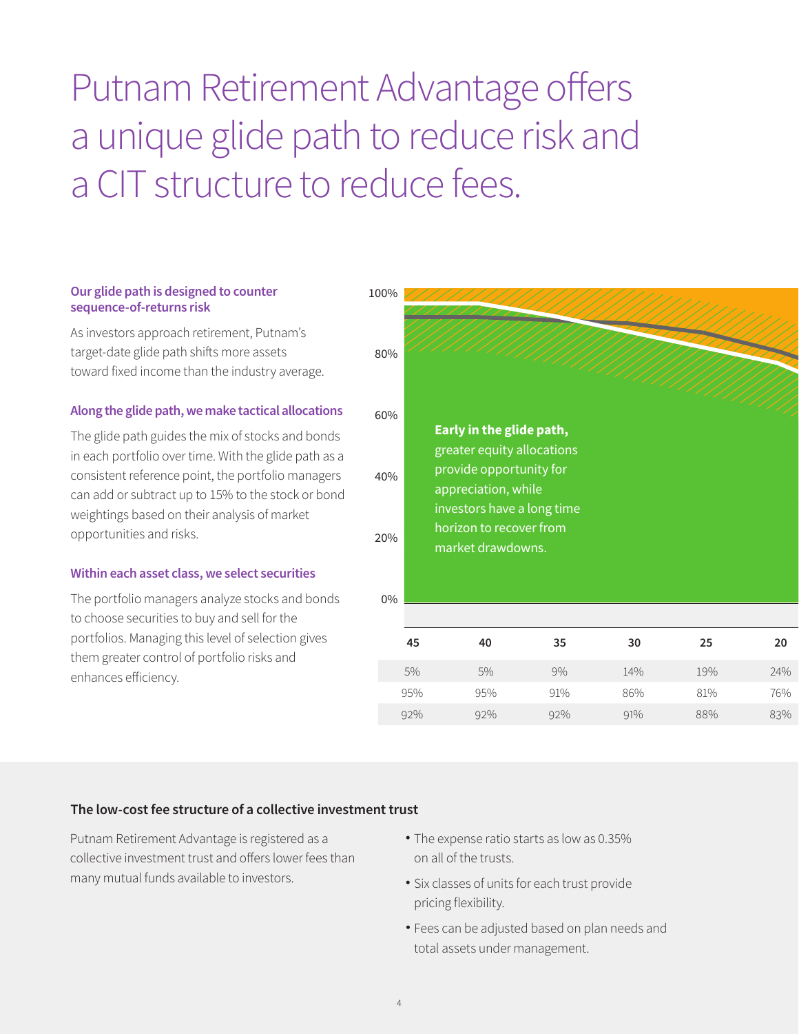# Putnam Retirement Advantage offers a unique glide path to reduce risk and a CIT structure to reduce fees.

### Our glide path is designed to counter sequence-of-returns risk

As investors approach retirement, Putnam's target-date glide path shifts more assets toward fixed income than the industry average.

### Along the glide path, we make tactical allocations

The glide path guides the mix of stocks and bonds in each portfolio over time. With the glide path as a consistent reference point, the portfolio managers can add or subtract up to 15% to the stock or bond weightings based on their analysis of market opportunities and risks.

### Within each asset class, we select securities

The portfolio managers analyze stocks and bonds to choose securities to buy and sell for the portfolios. Managing this level of selection gives them greater control of portfolio risks and enhances efficiency.

**Early in the glide path,** greater equity allocations provide opportunity for appreciation, while investors have a long time horizon to recover from market drawdowns.

| 45 | 40 | 35 | 30 | 25 | 20 |
|---|---|---|---|---|---|
| 5% | 5% | 9% | 14% | 19% | 24% |
| 95% | 95% | 91% | 86% | 81% | 76% |
| 92% | 92% | 92% | 91% | 88% | 83% |

### The low-cost fee structure of a collective investment trust

Putnam Retirement Advantage is registered as a collective investment trust and offers lower fees than many mutual funds available to investors.

- The expense ratio starts as low as 0.35% on all of the trusts.
- Six classes of units for each trust provide pricing flexibility.
- Fees can be adjusted based on plan needs and total assets under management.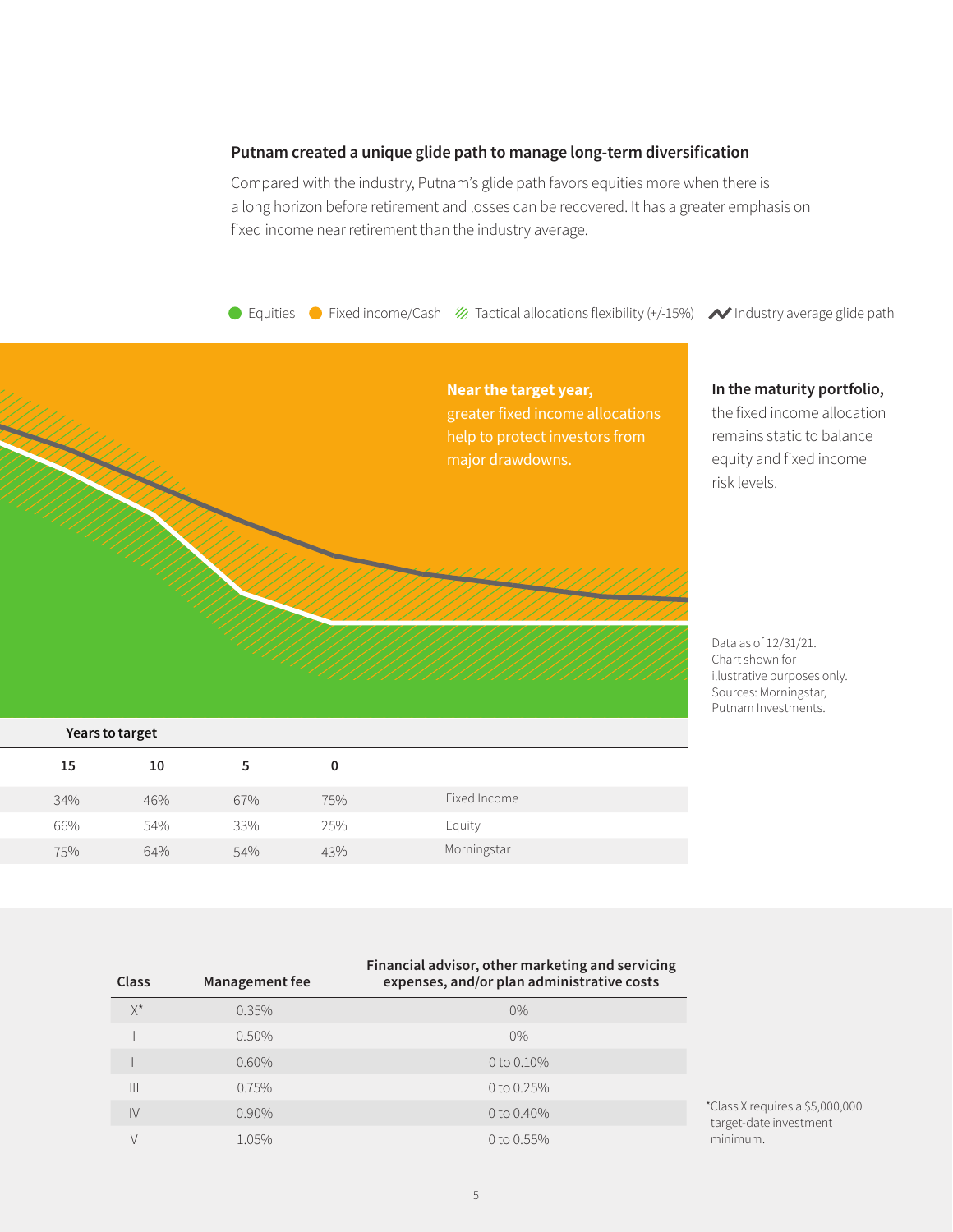### Putnam created a unique glide path to manage long-term diversification

Compared with the industry, Putnam's glide path favors equities more when there is a long horizon before retirement and losses can be recovered. It has a greater emphasis on fixed income near retirement than the industry average.

Equities | Fixed income/Cash | Tactical allocations flexibility (+/-15%) | Industry average glide path

**Near the target year,** greater fixed income allocations help to protect investors from major drawdowns.

**In the maturity portfolio,** the fixed income allocation remains static to balance equity and fixed income risk levels.

Data as of 12/31/21. Chart shown for illustrative purposes only. Sources: Morningstar, Putnam Investments.

| Years to target | | | | |
|---|---|---|---|---|
| **15** | **10** | **5** | **0** | |
| 34% | 46% | 67% | 75% | Fixed Income |
| 66% | 54% | 33% | 25% | Equity |
| 75% | 64% | 54% | 43% | Morningstar |

| Class | Management fee | Financial advisor, other marketing and servicing expenses, and/or plan administrative costs |
|---|---|---|
| X* | 0.35% | 0% |
| I | 0.50% | 0% |
| II | 0.60% | 0 to 0.10% |
| III | 0.75% | 0 to 0.25% |
| IV | 0.90% | 0 to 0.40% |
| V | 1.05% | 0 to 0.55% |

*Class X requires a $5,000,000 target-date investment minimum.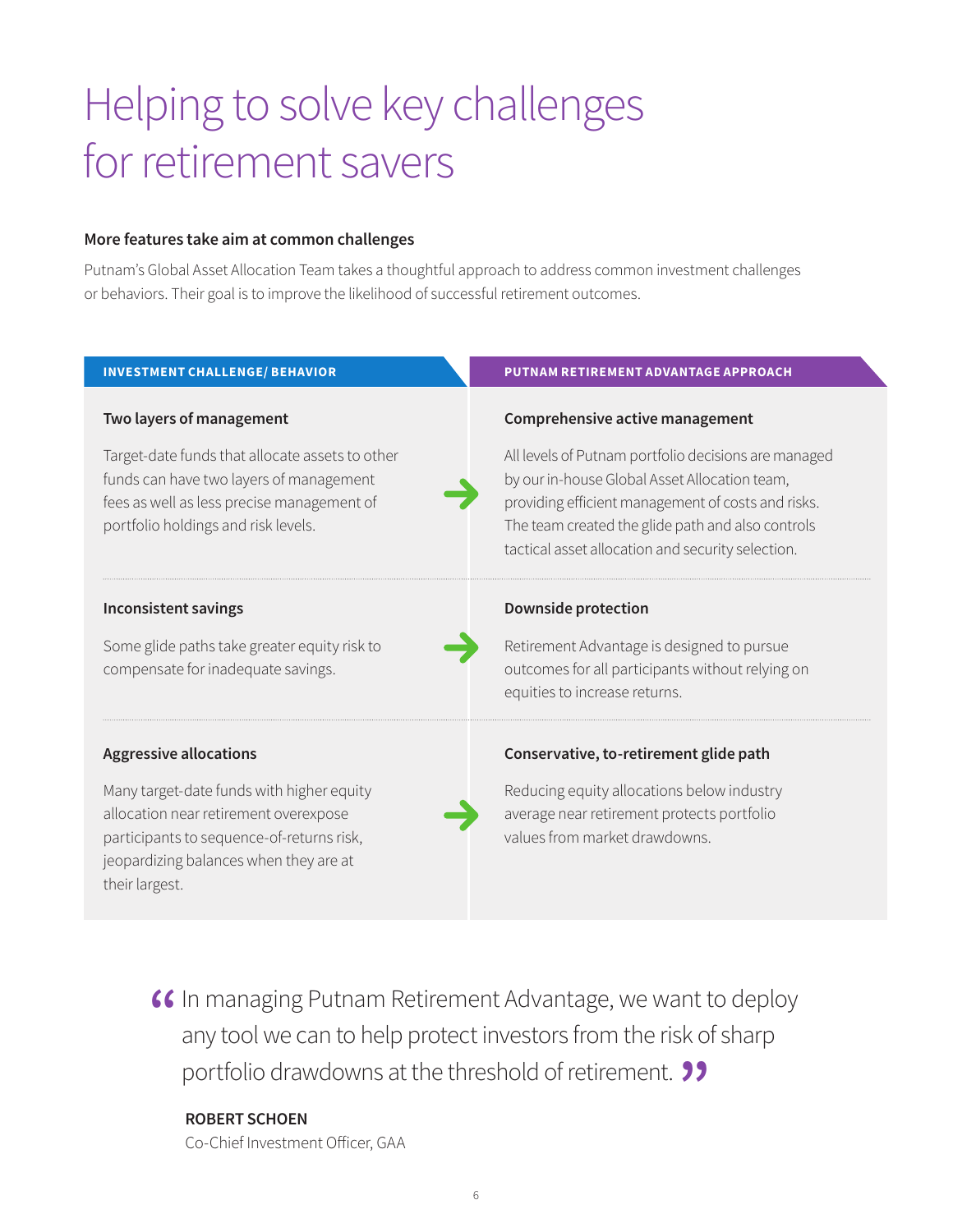# Helping to solve key challenges for retirement savers

**More features take aim at common challenges**

Putnam's Global Asset Allocation Team takes a thoughtful approach to address common investment challenges or behaviors. Their goal is to improve the likelihood of successful retirement outcomes.

| INVESTMENT CHALLENGE/ BEHAVIOR | PUTNAM RETIREMENT ADVANTAGE APPROACH |
| --- | --- |
| **Two layers of management**<br><br>Target-date funds that allocate assets to other funds can have two layers of management fees as well as less precise management of portfolio holdings and risk levels. | **Comprehensive active management**<br><br>All levels of Putnam portfolio decisions are managed by our in-house Global Asset Allocation team, providing efficient management of costs and risks. The team created the glide path and also controls tactical asset allocation and security selection. |
| **Inconsistent savings**<br><br>Some glide paths take greater equity risk to compensate for inadequate savings. | **Downside protection**<br><br>Retirement Advantage is designed to pursue outcomes for all participants without relying on equities to increase returns. |
| **Aggressive allocations**<br><br>Many target-date funds with higher equity allocation near retirement overexpose participants to sequence-of-returns risk, jeopardizing balances when they are at their largest. | **Conservative, to-retirement glide path**<br><br>Reducing equity allocations below industry average near retirement protects portfolio values from market drawdowns. |

> "In managing Putnam Retirement Advantage, we want to deploy any tool we can to help protect investors from the risk of sharp portfolio drawdowns at the threshold of retirement."

**ROBERT SCHOEN**
Co-Chief Investment Officer, GAA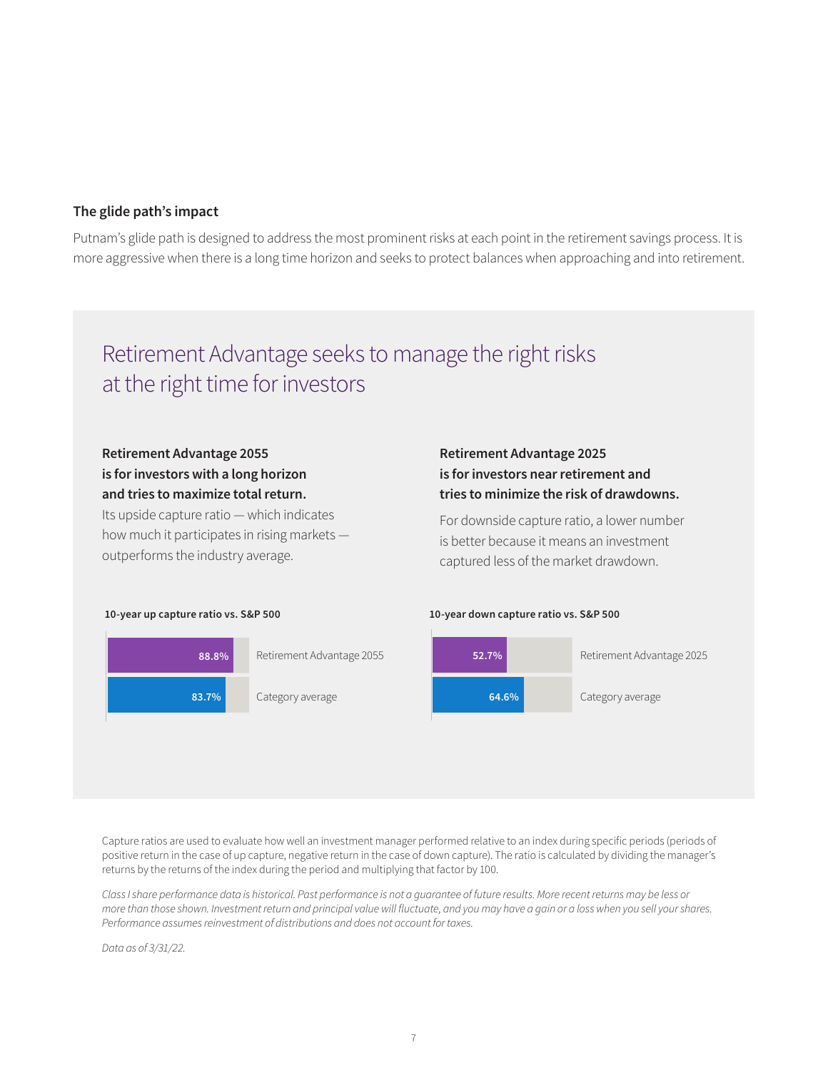### The glide path's impact

Putnam's glide path is designed to address the most prominent risks at each point in the retirement savings process. It is more aggressive when there is a long time horizon and seeks to protect balances when approaching and into retirement.

## Retirement Advantage seeks to manage the right risks at the right time for investors

**Retirement Advantage 2055 is for investors with a long horizon and tries to maximize total return.**

Its upside capture ratio — which indicates how much it participates in rising markets — outperforms the industry average.

**10-year up capture ratio vs. S&P 500**

| Fund | Up capture ratio |
| --- | --- |
| Retirement Advantage 2055 | 88.8% |
| Category average | 83.7% |

**Retirement Advantage 2025 is for investors near retirement and tries to minimize the risk of drawdowns.**

For downside capture ratio, a lower number is better because it means an investment captured less of the market drawdown.

**10-year down capture ratio vs. S&P 500**

| Fund | Down capture ratio |
| --- | --- |
| Retirement Advantage 2025 | 52.7% |
| Category average | 64.6% |

Capture ratios are used to evaluate how well an investment manager performed relative to an index during specific periods (periods of positive return in the case of up capture, negative return in the case of down capture). The ratio is calculated by dividing the manager's returns by the returns of the index during the period and multiplying that factor by 100.

*Class I share performance data is historical. Past performance is not a guarantee of future results. More recent returns may be less or more than those shown. Investment return and principal value will fluctuate, and you may have a gain or a loss when you sell your shares. Performance assumes reinvestment of distributions and does not account for taxes.*

*Data as of 3/31/22.*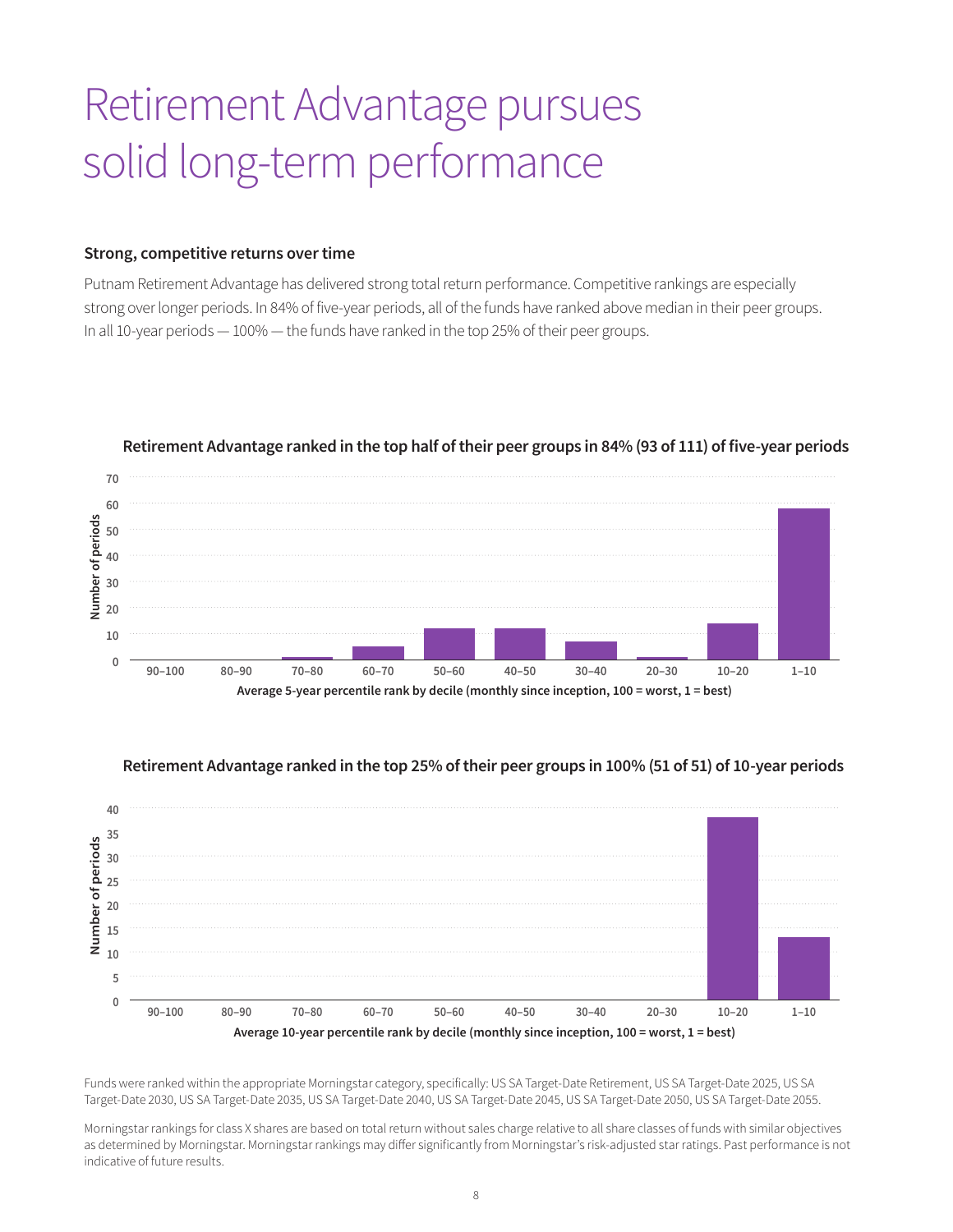# Retirement Advantage pursues solid long-term performance

### Strong, competitive returns over time

Putnam Retirement Advantage has delivered strong total return performance. Competitive rankings are especially strong over longer periods. In 84% of five-year periods, all of the funds have ranked above median in their peer groups. In all 10-year periods — 100% — the funds have ranked in the top 25% of their peer groups.

**Retirement Advantage ranked in the top half of their peer groups in 84% (93 of 111) of five-year periods**

Number of periods

Average 5-year percentile rank by decile (monthly since inception, 100 = worst, 1 = best)

**Retirement Advantage ranked in the top 25% of their peer groups in 100% (51 of 51) of 10-year periods**

Number of periods

Average 10-year percentile rank by decile (monthly since inception, 100 = worst, 1 = best)

Funds were ranked within the appropriate Morningstar category, specifically: US SA Target-Date Retirement, US SA Target-Date 2025, US SA Target-Date 2030, US SA Target-Date 2035, US SA Target-Date 2040, US SA Target-Date 2045, US SA Target-Date 2050, US SA Target-Date 2055.

Morningstar rankings for class X shares are based on total return without sales charge relative to all share classes of funds with similar objectives as determined by Morningstar. Morningstar rankings may differ significantly from Morningstar's risk-adjusted star ratings. Past performance is not indicative of future results.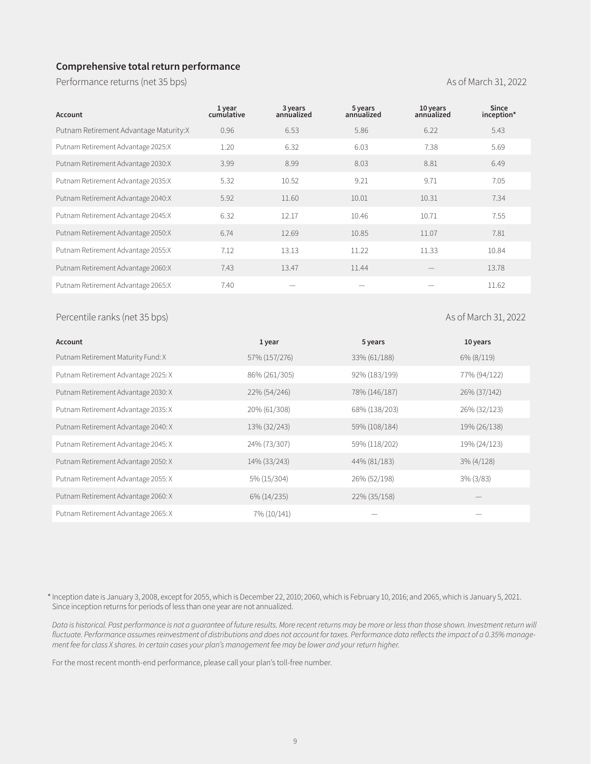## Comprehensive total return performance

Performance returns (net 35 bps) — As of March 31, 2022

| Account | 1 year cumulative | 3 years annualized | 5 years annualized | 10 years annualized | Since inception* |
|---|---|---|---|---|---|
| Putnam Retirement Advantage Maturity:X | 0.96 | 6.53 | 5.86 | 6.22 | 5.43 |
| Putnam Retirement Advantage 2025:X | 1.20 | 6.32 | 6.03 | 7.38 | 5.69 |
| Putnam Retirement Advantage 2030:X | 3.99 | 8.99 | 8.03 | 8.81 | 6.49 |
| Putnam Retirement Advantage 2035:X | 5.32 | 10.52 | 9.21 | 9.71 | 7.05 |
| Putnam Retirement Advantage 2040:X | 5.92 | 11.60 | 10.01 | 10.31 | 7.34 |
| Putnam Retirement Advantage 2045:X | 6.32 | 12.17 | 10.46 | 10.71 | 7.55 |
| Putnam Retirement Advantage 2050:X | 6.74 | 12.69 | 10.85 | 11.07 | 7.81 |
| Putnam Retirement Advantage 2055:X | 7.12 | 13.13 | 11.22 | 11.33 | 10.84 |
| Putnam Retirement Advantage 2060:X | 7.43 | 13.47 | 11.44 | — | 13.78 |
| Putnam Retirement Advantage 2065:X | 7.40 | — | — | — | 11.62 |

Percentile ranks (net 35 bps) — As of March 31, 2022

| Account | 1 year | 5 years | 10 years |
|---|---|---|---|
| Putnam Retirement Maturity Fund: X | 57% (157/276) | 33% (61/188) | 6% (8/119) |
| Putnam Retirement Advantage 2025: X | 86% (261/305) | 92% (183/199) | 77% (94/122) |
| Putnam Retirement Advantage 2030: X | 22% (54/246) | 78% (146/187) | 26% (37/142) |
| Putnam Retirement Advantage 2035: X | 20% (61/308) | 68% (138/203) | 26% (32/123) |
| Putnam Retirement Advantage 2040: X | 13% (32/243) | 59% (108/184) | 19% (26/138) |
| Putnam Retirement Advantage 2045: X | 24% (73/307) | 59% (118/202) | 19% (24/123) |
| Putnam Retirement Advantage 2050: X | 14% (33/243) | 44% (81/183) | 3% (4/128) |
| Putnam Retirement Advantage 2055: X | 5% (15/304) | 26% (52/198) | 3% (3/83) |
| Putnam Retirement Advantage 2060: X | 6% (14/235) | 22% (35/158) | — |
| Putnam Retirement Advantage 2065: X | 7% (10/141) | — | — |

\* Inception date is January 3, 2008, except for 2055, which is December 22, 2010; 2060, which is February 10, 2016; and 2065, which is January 5, 2021. Since inception returns for periods of less than one year are not annualized.

*Data is historical. Past performance is not a guarantee of future results. More recent returns may be more or less than those shown. Investment return will fluctuate. Performance assumes reinvestment of distributions and does not account for taxes. Performance data reflects the impact of a 0.35% management fee for class X shares. In certain cases your plan's management fee may be lower and your return higher.*

For the most recent month-end performance, please call your plan's toll-free number.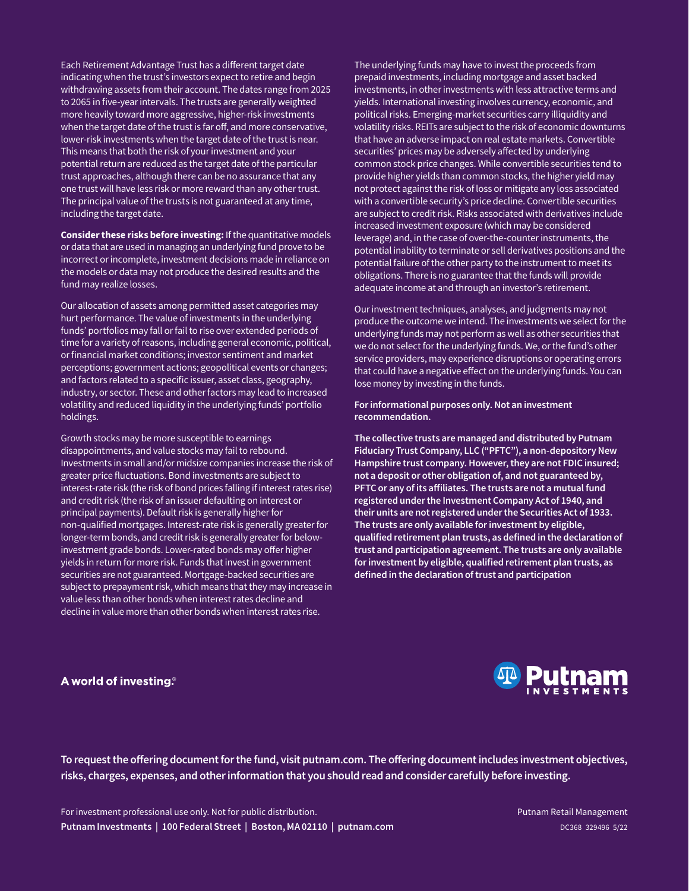Each Retirement Advantage Trust has a different target date indicating when the trust's investors expect to retire and begin withdrawing assets from their account. The dates range from 2025 to 2065 in five-year intervals. The trusts are generally weighted more heavily toward more aggressive, higher-risk investments when the target date of the trust is far off, and more conservative, lower-risk investments when the target date of the trust is near. This means that both the risk of your investment and your potential return are reduced as the target date of the particular trust approaches, although there can be no assurance that any one trust will have less risk or more reward than any other trust. The principal value of the trusts is not guaranteed at any time, including the target date.

**Consider these risks before investing:** If the quantitative models or data that are used in managing an underlying fund prove to be incorrect or incomplete, investment decisions made in reliance on the models or data may not produce the desired results and the fund may realize losses.

Our allocation of assets among permitted asset categories may hurt performance. The value of investments in the underlying funds' portfolios may fall or fail to rise over extended periods of time for a variety of reasons, including general economic, political, or financial market conditions; investor sentiment and market perceptions; government actions; geopolitical events or changes; and factors related to a specific issuer, asset class, geography, industry, or sector. These and other factors may lead to increased volatility and reduced liquidity in the underlying funds' portfolio holdings.

Growth stocks may be more susceptible to earnings disappointments, and value stocks may fail to rebound. Investments in small and/or midsize companies increase the risk of greater price fluctuations. Bond investments are subject to interest-rate risk (the risk of bond prices falling if interest rates rise) and credit risk (the risk of an issuer defaulting on interest or principal payments). Default risk is generally higher for non-qualified mortgages. Interest-rate risk is generally greater for longer-term bonds, and credit risk is generally greater for below-investment grade bonds. Lower-rated bonds may offer higher yields in return for more risk. Funds that invest in government securities are not guaranteed. Mortgage-backed securities are subject to prepayment risk, which means that they may increase in value less than other bonds when interest rates decline and decline in value more than other bonds when interest rates rise.

The underlying funds may have to invest the proceeds from prepaid investments, including mortgage and asset backed investments, in other investments with less attractive terms and yields. International investing involves currency, economic, and political risks. Emerging-market securities carry illiquidity and volatility risks. REITs are subject to the risk of economic downturns that have an adverse impact on real estate markets. Convertible securities' prices may be adversely affected by underlying common stock price changes. While convertible securities tend to provide higher yields than common stocks, the higher yield may not protect against the risk of loss or mitigate any loss associated with a convertible security's price decline. Convertible securities are subject to credit risk. Risks associated with derivatives include increased investment exposure (which may be considered leverage) and, in the case of over-the-counter instruments, the potential inability to terminate or sell derivatives positions and the potential failure of the other party to the instrument to meet its obligations. There is no guarantee that the funds will provide adequate income at and through an investor's retirement.

Our investment techniques, analyses, and judgments may not produce the outcome we intend. The investments we select for the underlying funds may not perform as well as other securities that we do not select for the underlying funds. We, or the fund's other service providers, may experience disruptions or operating errors that could have a negative effect on the underlying funds. You can lose money by investing in the funds.

**For informational purposes only. Not an investment recommendation.**

**The collective trusts are managed and distributed by Putnam Fiduciary Trust Company, LLC ("PFTC"), a non-depository New Hampshire trust company. However, they are not FDIC insured; not a deposit or other obligation of, and not guaranteed by, PFTC or any of its affiliates. The trusts are not a mutual fund registered under the Investment Company Act of 1940, and their units are not registered under the Securities Act of 1933. The trusts are only available for investment by eligible, qualified retirement plan trusts, as defined in the declaration of trust and participation agreement. The trusts are only available for investment by eligible, qualified retirement plan trusts, as defined in the declaration of trust and participation**

A world of investing.®

Putnam INVESTMENTS

**To request the offering document for the fund, visit putnam.com. The offering document includes investment objectives, risks, charges, expenses, and other information that you should read and consider carefully before investing.**

For investment professional use only. Not for public distribution.

**Putnam Investments | 100 Federal Street | Boston, MA 02110 | putnam.com**

Putnam Retail Management

DC368 329496 5/22